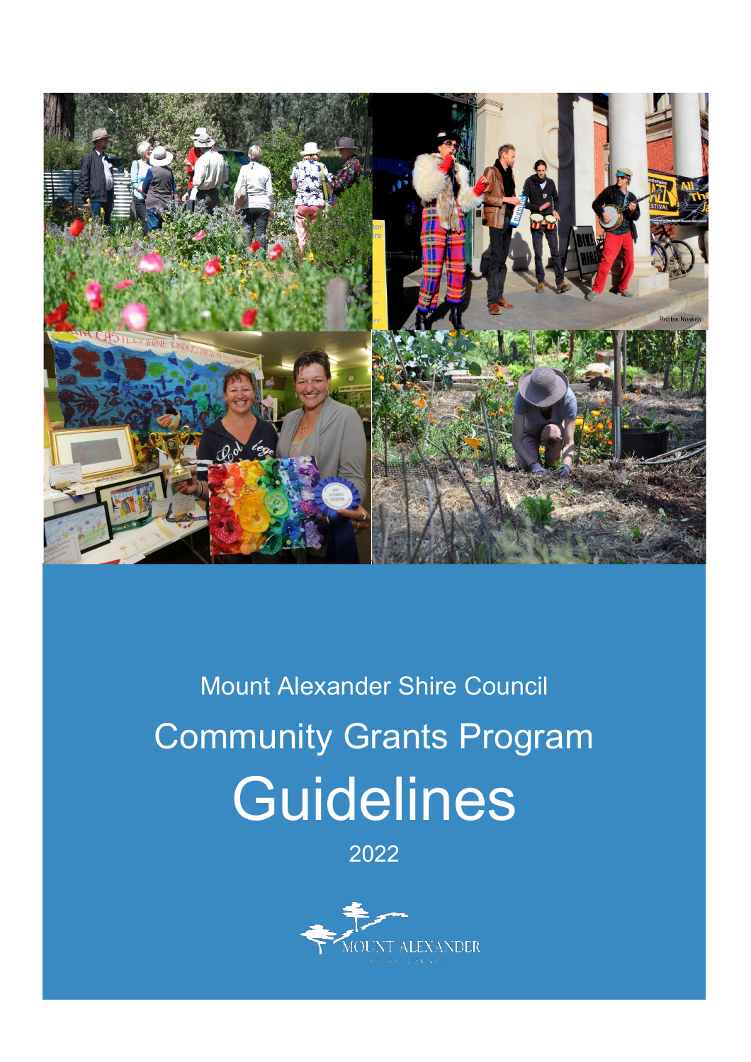Mount Alexander Shire Council

# Community Grants Program

# Guidelines

2022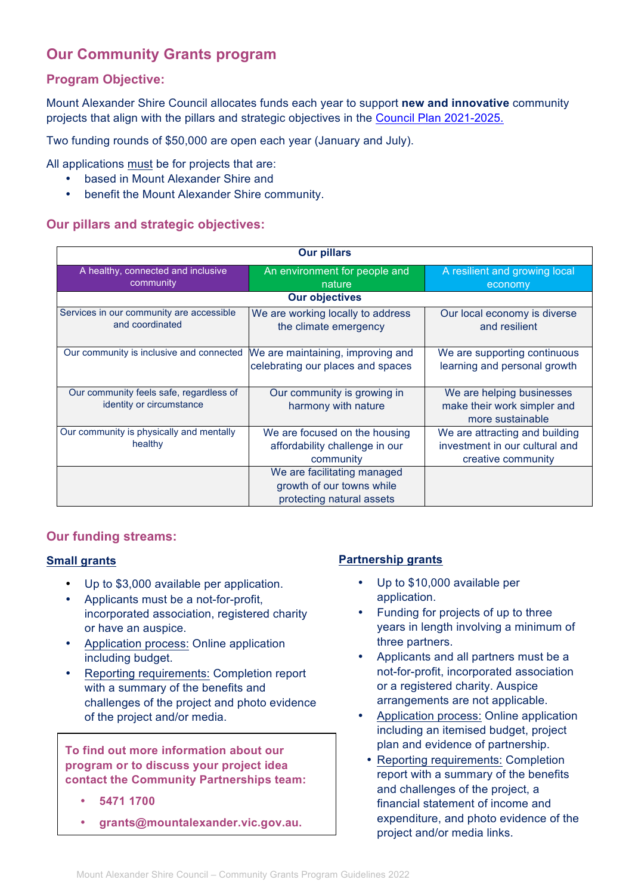## Our Community Grants program

### Program Objective:

Mount Alexander Shire Council allocates funds each year to support **new and innovative** community projects that align with the pillars and strategic objectives in the Council Plan 2021-2025.

Two funding rounds of $50,000 are open each year (January and July).

All applications must be for projects that are:

- based in Mount Alexander Shire and
- benefit the Mount Alexander Shire community.

### Our pillars and strategic objectives:

| Our pillars | | |
|---|---|---|
| A healthy, connected and inclusive community | An environment for people and nature | A resilient and growing local economy |
| **Our objectives** | | |
| Services in our community are accessible and coordinated | We are working locally to address the climate emergency | Our local economy is diverse and resilient |
| Our community is inclusive and connected | We are maintaining, improving and celebrating our places and spaces | We are supporting continuous learning and personal growth |
| Our community feels safe, regardless of identity or circumstance | Our community is growing in harmony with nature | We are helping businesses make their work simpler and more sustainable |
| Our community is physically and mentally healthy | We are focused on the housing affordability challenge in our community | We are attracting and building investment in our cultural and creative community |
| | We are facilitating managed growth of our towns while protecting natural assets | |

### Our funding streams:

**Small grants**

- Up to $3,000 available per application.
- Applicants must be a not-for-profit, incorporated association, registered charity or have an auspice.
- Application process: Online application including budget.
- Reporting requirements: Completion report with a summary of the benefits and challenges of the project and photo evidence of the project and/or media.

**To find out more information about our program or to discuss your project idea contact the Community Partnerships team:**

- **5471 1700**
- **grants@mountalexander.vic.gov.au.**

**Partnership grants**

- Up to $10,000 available per application.
- Funding for projects of up to three years in length involving a minimum of three partners.
- Applicants and all partners must be a not-for-profit, incorporated association or a registered charity. Auspice arrangements are not applicable.
- Application process: Online application including an itemised budget, project plan and evidence of partnership.
- Reporting requirements: Completion report with a summary of the benefits and challenges of the project, a financial statement of income and expenditure, and photo evidence of the project and/or media links.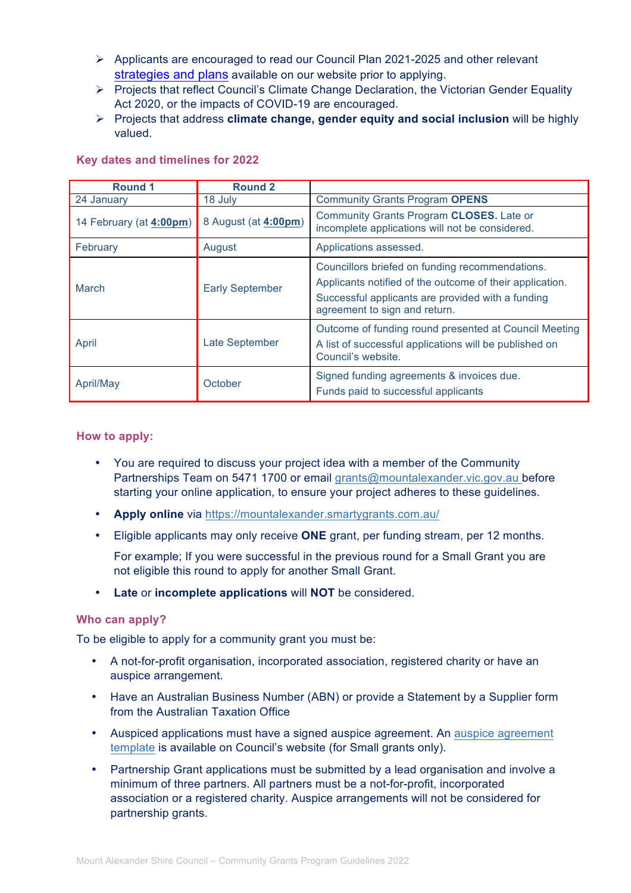- Applicants are encouraged to read our Council Plan 2021-2025 and other relevant strategies and plans available on our website prior to applying.
- Projects that reflect Council's Climate Change Declaration, the Victorian Gender Equality Act 2020, or the impacts of COVID-19 are encouraged.
- Projects that address **climate change, gender equity and social inclusion** will be highly valued.

## Key dates and timelines for 2022

| Round 1 | Round 2 | |
|---|---|---|
| 24 January | 18 July | Community Grants Program **OPENS** |
| 14 February (at **4:00pm**) | 8 August (at **4:00pm**) | Community Grants Program **CLOSES.** Late or incomplete applications will not be considered. |
| February | August | Applications assessed. |
| March | Early September | Councillors briefed on funding recommendations. Applicants notified of the outcome of their application. Successful applicants are provided with a funding agreement to sign and return. |
| April | Late September | Outcome of funding round presented at Council Meeting. A list of successful applications will be published on Council's website. |
| April/May | October | Signed funding agreements & invoices due. Funds paid to successful applicants |

## How to apply:

- You are required to discuss your project idea with a member of the Community Partnerships Team on 5471 1700 or email grants@mountalexander.vic.gov.au before starting your online application, to ensure your project adheres to these guidelines.
- **Apply online** via https://mountalexander.smartygrants.com.au/
- Eligible applicants may only receive **ONE** grant, per funding stream, per 12 months.

  For example; If you were successful in the previous round for a Small Grant you are not eligible this round to apply for another Small Grant.
- **Late** or **incomplete applications** will **NOT** be considered.

## Who can apply?

To be eligible to apply for a community grant you must be:

- A not-for-profit organisation, incorporated association, registered charity or have an auspice arrangement.
- Have an Australian Business Number (ABN) or provide a Statement by a Supplier form from the Australian Taxation Office
- Auspiced applications must have a signed auspice agreement. An auspice agreement template is available on Council's website (for Small grants only).
- Partnership Grant applications must be submitted by a lead organisation and involve a minimum of three partners. All partners must be a not-for-profit, incorporated association or a registered charity. Auspice arrangements will not be considered for partnership grants.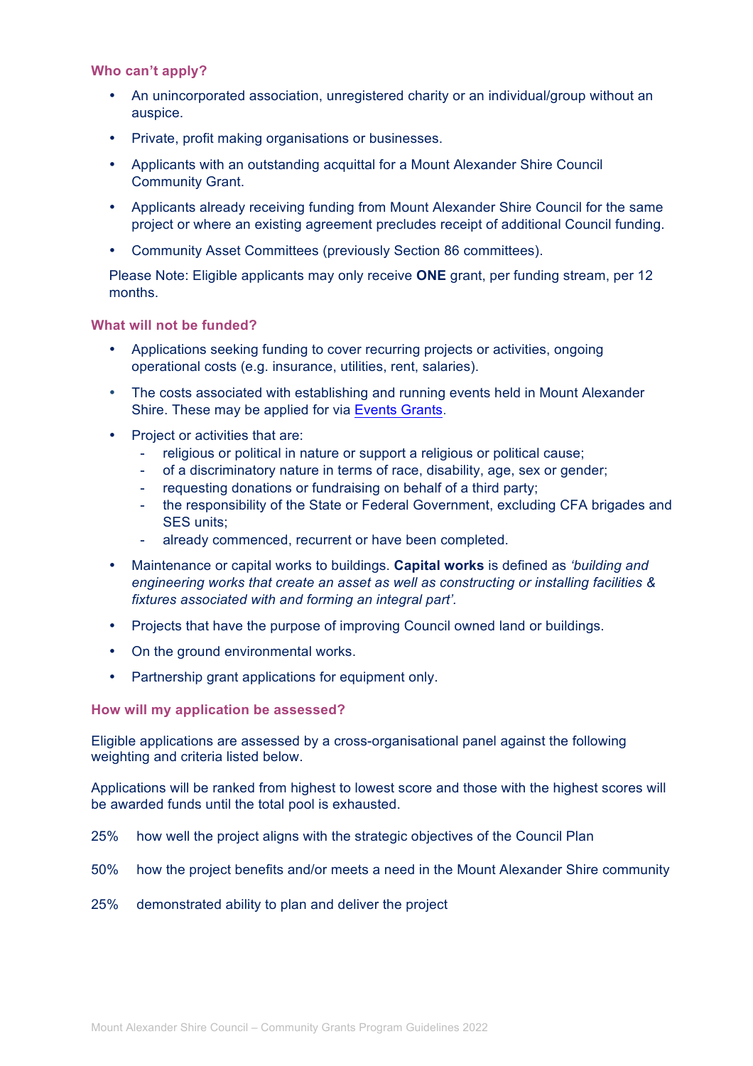### Who can't apply?

- An unincorporated association, unregistered charity or an individual/group without an auspice.
- Private, profit making organisations or businesses.
- Applicants with an outstanding acquittal for a Mount Alexander Shire Council Community Grant.
- Applicants already receiving funding from Mount Alexander Shire Council for the same project or where an existing agreement precludes receipt of additional Council funding.
- Community Asset Committees (previously Section 86 committees).

Please Note: Eligible applicants may only receive **ONE** grant, per funding stream, per 12 months.

### What will not be funded?

- Applications seeking funding to cover recurring projects or activities, ongoing operational costs (e.g. insurance, utilities, rent, salaries).
- The costs associated with establishing and running events held in Mount Alexander Shire. These may be applied for via Events Grants.
- Project or activities that are:
  - religious or political in nature or support a religious or political cause;
  - of a discriminatory nature in terms of race, disability, age, sex or gender;
  - requesting donations or fundraising on behalf of a third party;
  - the responsibility of the State or Federal Government, excluding CFA brigades and SES units;
  - already commenced, recurrent or have been completed.
- Maintenance or capital works to buildings. **Capital works** is defined as *'building and engineering works that create an asset as well as constructing or installing facilities & fixtures associated with and forming an integral part'.*
- Projects that have the purpose of improving Council owned land or buildings.
- On the ground environmental works.
- Partnership grant applications for equipment only.

### How will my application be assessed?

Eligible applications are assessed by a cross-organisational panel against the following weighting and criteria listed below.

Applications will be ranked from highest to lowest score and those with the highest scores will be awarded funds until the total pool is exhausted.

25% how well the project aligns with the strategic objectives of the Council Plan

50% how the project benefits and/or meets a need in the Mount Alexander Shire community

25% demonstrated ability to plan and deliver the project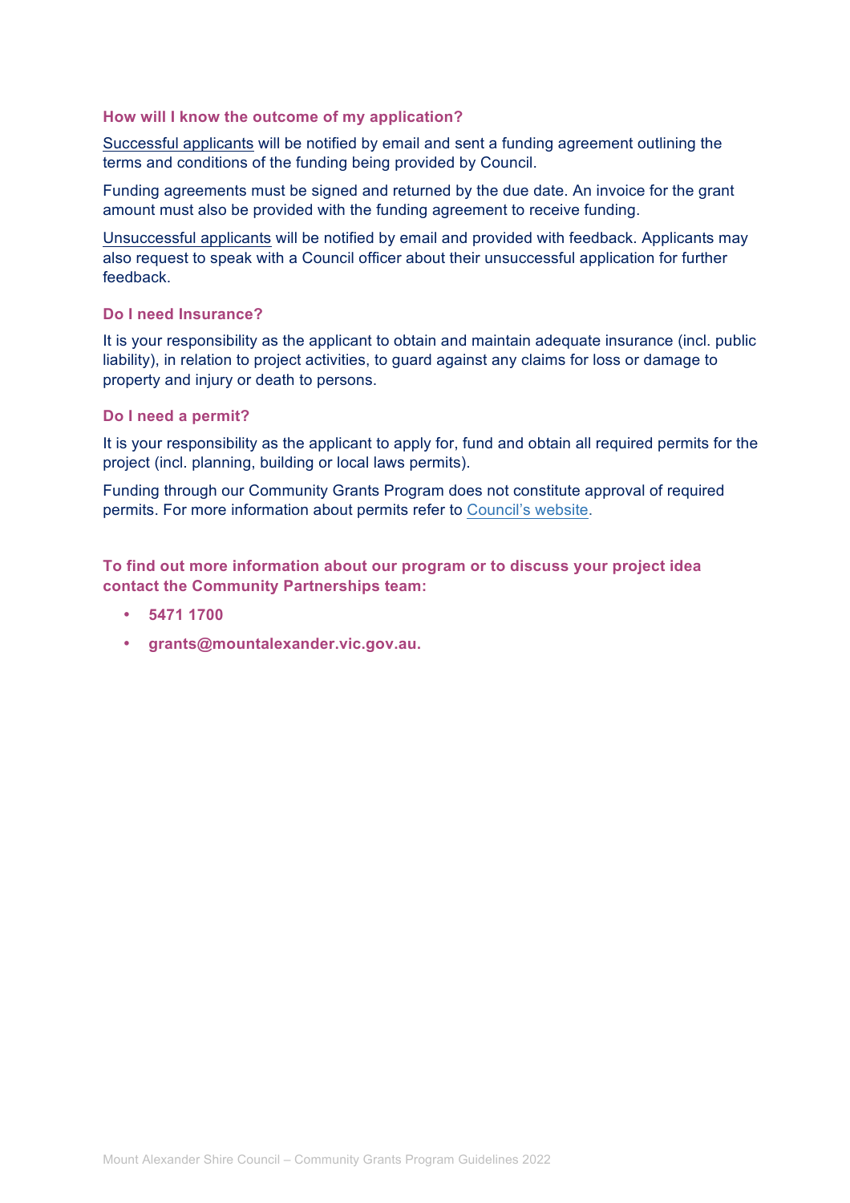### How will I know the outcome of my application?

Successful applicants will be notified by email and sent a funding agreement outlining the terms and conditions of the funding being provided by Council.

Funding agreements must be signed and returned by the due date. An invoice for the grant amount must also be provided with the funding agreement to receive funding.

Unsuccessful applicants will be notified by email and provided with feedback. Applicants may also request to speak with a Council officer about their unsuccessful application for further feedback.

### Do I need Insurance?

It is your responsibility as the applicant to obtain and maintain adequate insurance (incl. public liability), in relation to project activities, to guard against any claims for loss or damage to property and injury or death to persons.

### Do I need a permit?

It is your responsibility as the applicant to apply for, fund and obtain all required permits for the project (incl. planning, building or local laws permits).

Funding through our Community Grants Program does not constitute approval of required permits. For more information about permits refer to Council's website.

**To find out more information about our program or to discuss your project idea contact the Community Partnerships team:**

- **5471 1700**
- **grants@mountalexander.vic.gov.au.**